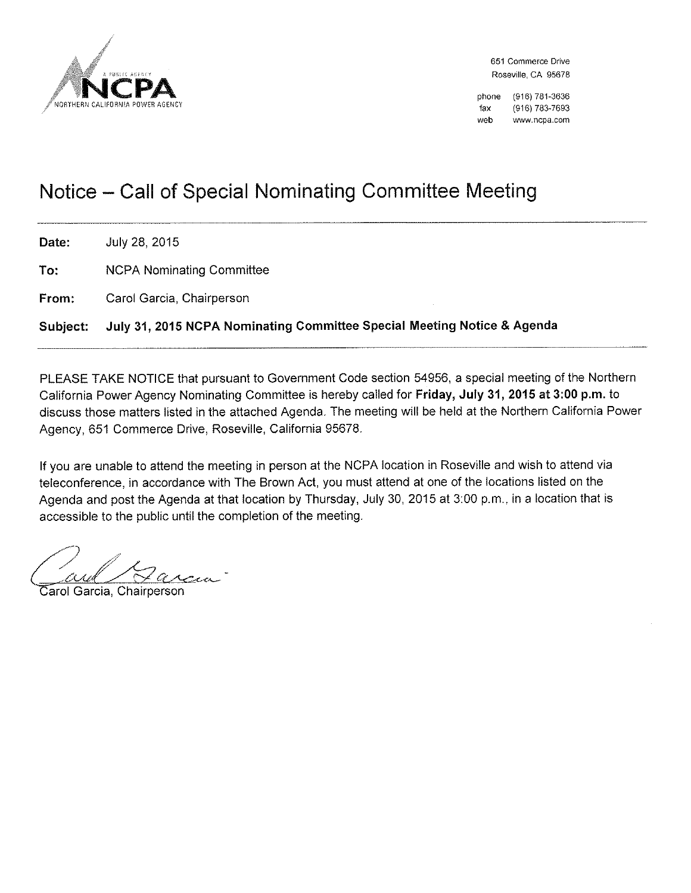A PUBLIC AGENCY
**NCPA**
NORTHERN CALIFORNIA POWER AGENCY

651 Commerce Drive
Roseville, CA 95678

phone (916) 781-3636
fax (916) 783-7693
web www.ncpa.com

# Notice – Call of Special Nominating Committee Meeting

**Date:** July 28, 2015

**To:** NCPA Nominating Committee

**From:** Carol Garcia, Chairperson

**Subject: July 31, 2015 NCPA Nominating Committee Special Meeting Notice & Agenda**

PLEASE TAKE NOTICE that pursuant to Government Code section 54956, a special meeting of the Northern California Power Agency Nominating Committee is hereby called for **Friday, July 31, 2015 at 3:00 p.m.** to discuss those matters listed in the attached Agenda. The meeting will be held at the Northern California Power Agency, 651 Commerce Drive, Roseville, California 95678.

If you are unable to attend the meeting in person at the NCPA location in Roseville and wish to attend via teleconference, in accordance with The Brown Act, you must attend at one of the locations listed on the Agenda and post the Agenda at that location by Thursday, July 30, 2015 at 3:00 p.m., in a location that is accessible to the public until the completion of the meeting.

Carol Garcia, Chairperson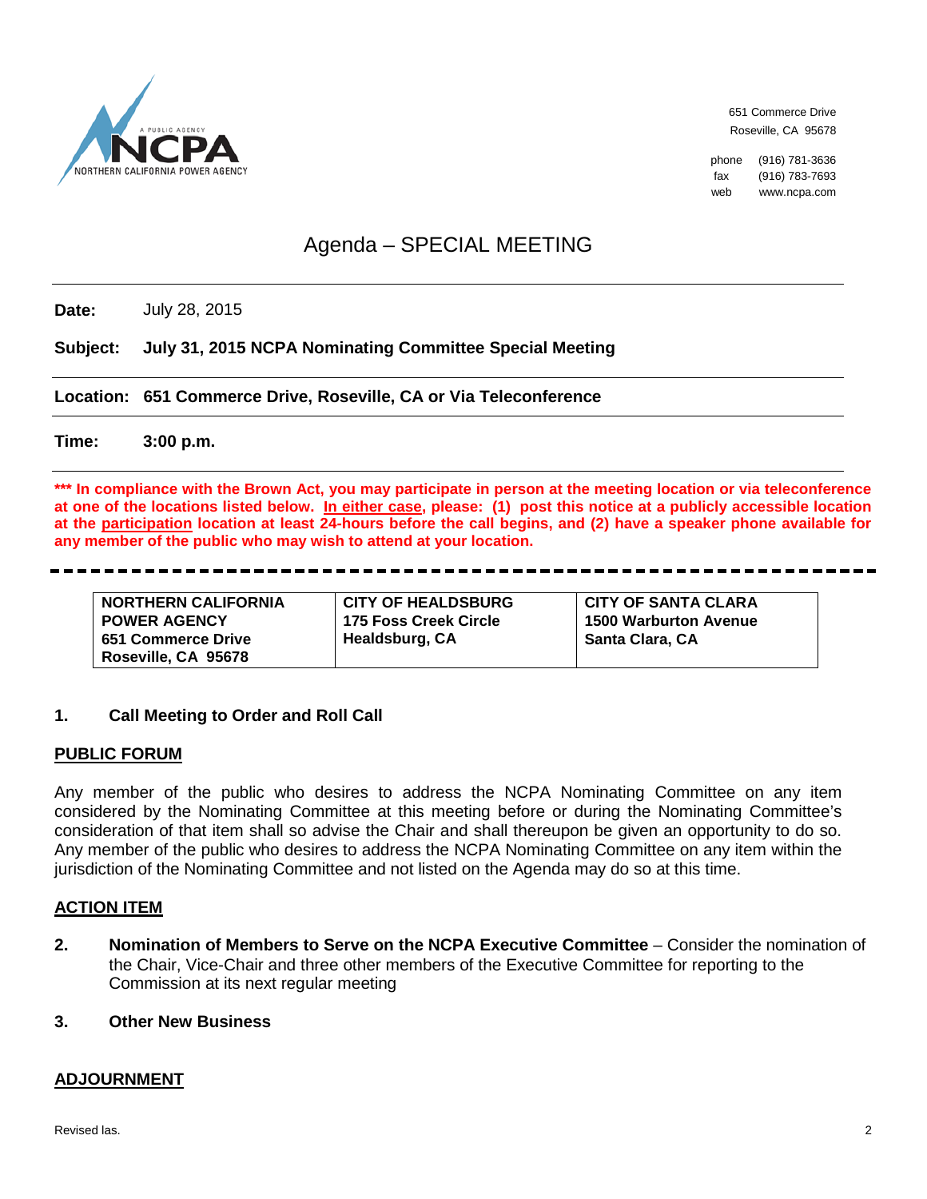NCPA
A PUBLIC AGENCY
NORTHERN CALIFORNIA POWER AGENCY

651 Commerce Drive
Roseville, CA 95678

phone (916) 781-3636
fax (916) 783-7693
web www.ncpa.com

# Agenda – SPECIAL MEETING

**Date:** July 28, 2015

**Subject:** **July 31, 2015 NCPA Nominating Committee Special Meeting**

**Location:** **651 Commerce Drive, Roseville, CA or Via Teleconference**

**Time:** **3:00 p.m.**

**\*\*\* In compliance with the Brown Act, you may participate in person at the meeting location or via teleconference at one of the locations listed below. In either case, please: (1) post this notice at a publicly accessible location at the participation location at least 24-hours before the call begins, and (2) have a speaker phone available for any member of the public who may wish to attend at your location.**

| | | |
|---|---|---|
| **NORTHERN CALIFORNIA POWER AGENCY**<br>**651 Commerce Drive**<br>**Roseville, CA 95678** | **CITY OF HEALDSBURG**<br>**175 Foss Creek Circle**<br>**Healdsburg, CA** | **CITY OF SANTA CLARA**<br>**1500 Warburton Avenue**<br>**Santa Clara, CA** |

**1. Call Meeting to Order and Roll Call**

## PUBLIC FORUM

Any member of the public who desires to address the NCPA Nominating Committee on any item considered by the Nominating Committee at this meeting before or during the Nominating Committee's consideration of that item shall so advise the Chair and shall thereupon be given an opportunity to do so. Any member of the public who desires to address the NCPA Nominating Committee on any item within the jurisdiction of the Nominating Committee and not listed on the Agenda may do so at this time.

## ACTION ITEM

**2. Nomination of Members to Serve on the NCPA Executive Committee** – Consider the nomination of the Chair, Vice-Chair and three other members of the Executive Committee for reporting to the Commission at its next regular meeting

**3. Other New Business**

## ADJOURNMENT

Revised las.